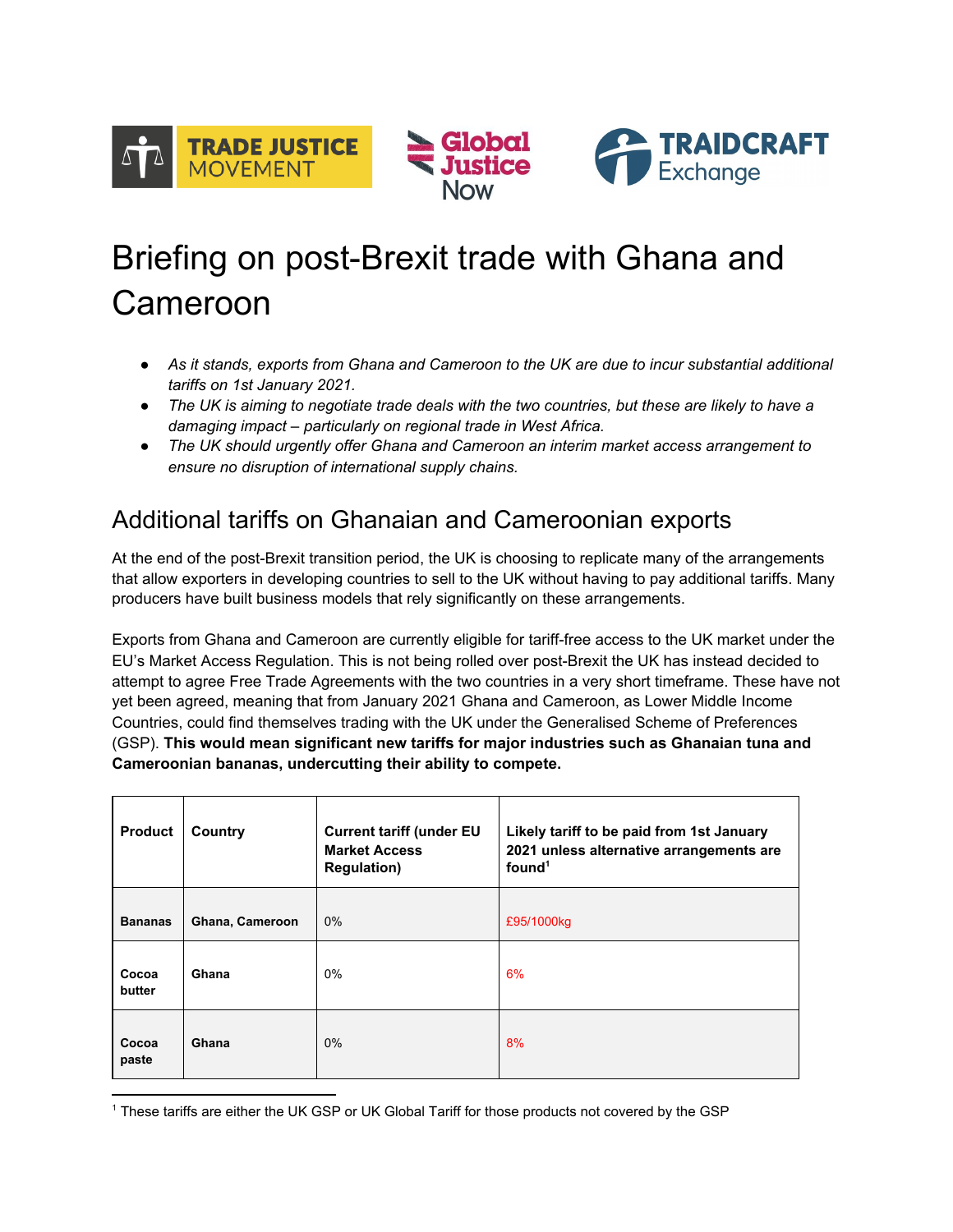# Briefing on post-Brexit trade with Ghana and Cameroon

- *As it stands, exports from Ghana and Cameroon to the UK are due to incur substantial additional tariffs on 1st January 2021.*
- *The UK is aiming to negotiate trade deals with the two countries, but these are likely to have a damaging impact – particularly on regional trade in West Africa.*
- *The UK should urgently offer Ghana and Cameroon an interim market access arrangement to ensure no disruption of international supply chains.*

## Additional tariffs on Ghanaian and Cameroonian exports

At the end of the post-Brexit transition period, the UK is choosing to replicate many of the arrangements that allow exporters in developing countries to sell to the UK without having to pay additional tariffs. Many producers have built business models that rely significantly on these arrangements.

Exports from Ghana and Cameroon are currently eligible for tariff-free access to the UK market under the EU's Market Access Regulation. This is not being rolled over post-Brexit the UK has instead decided to attempt to agree Free Trade Agreements with the two countries in a very short timeframe. These have not yet been agreed, meaning that from January 2021 Ghana and Cameroon, as Lower Middle Income Countries, could find themselves trading with the UK under the Generalised Scheme of Preferences (GSP). **This would mean significant new tariffs for major industries such as Ghanaian tuna and Cameroonian bananas, undercutting their ability to compete.**

| Product | Country | Current tariff (under EU Market Access Regulation) | Likely tariff to be paid from 1st January 2021 unless alternative arrangements are found[1] |
|---|---|---|---|
| Bananas | Ghana, Cameroon | 0% | £95/1000kg |
| Cocoa butter | Ghana | 0% | 6% |
| Cocoa paste | Ghana | 0% | 8% |

[1] These tariffs are either the UK GSP or UK Global Tariff for those products not covered by the GSP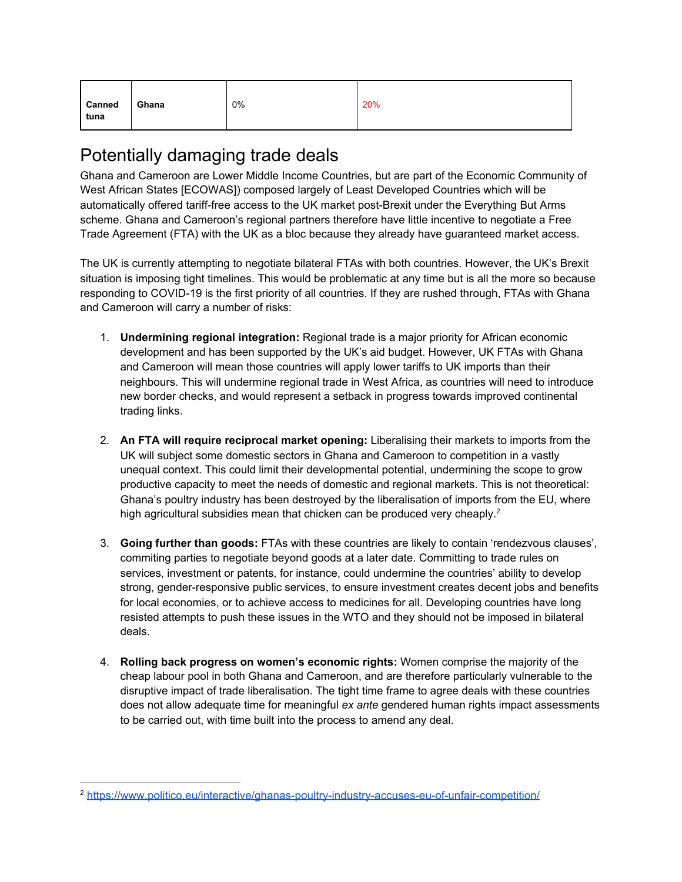| Canned tuna | Ghana | 0% | 20% |
|---|---|---|---|

## Potentially damaging trade deals

Ghana and Cameroon are Lower Middle Income Countries, but are part of the Economic Community of West African States [ECOWAS]) composed largely of Least Developed Countries which will be automatically offered tariff-free access to the UK market post-Brexit under the Everything But Arms scheme. Ghana and Cameroon's regional partners therefore have little incentive to negotiate a Free Trade Agreement (FTA) with the UK as a bloc because they already have guaranteed market access.

The UK is currently attempting to negotiate bilateral FTAs with both countries. However, the UK's Brexit situation is imposing tight timelines. This would be problematic at any time but is all the more so because responding to COVID-19 is the first priority of all countries. If they are rushed through, FTAs with Ghana and Cameroon will carry a number of risks:

1. **Undermining regional integration:** Regional trade is a major priority for African economic development and has been supported by the UK's aid budget. However, UK FTAs with Ghana and Cameroon will mean those countries will apply lower tariffs to UK imports than their neighbours. This will undermine regional trade in West Africa, as countries will need to introduce new border checks, and would represent a setback in progress towards improved continental trading links.

2. **An FTA will require reciprocal market opening:** Liberalising their markets to imports from the UK will subject some domestic sectors in Ghana and Cameroon to competition in a vastly unequal context. This could limit their developmental potential, undermining the scope to grow productive capacity to meet the needs of domestic and regional markets. This is not theoretical: Ghana's poultry industry has been destroyed by the liberalisation of imports from the EU, where high agricultural subsidies mean that chicken can be produced very cheaply.[2]

3. **Going further than goods:** FTAs with these countries are likely to contain 'rendezvous clauses', commiting parties to negotiate beyond goods at a later date. Committing to trade rules on services, investment or patents, for instance, could undermine the countries' ability to develop strong, gender-responsive public services, to ensure investment creates decent jobs and benefits for local economies, or to achieve access to medicines for all. Developing countries have long resisted attempts to push these issues in the WTO and they should not be imposed in bilateral deals.

4. **Rolling back progress on women's economic rights:** Women comprise the majority of the cheap labour pool in both Ghana and Cameroon, and are therefore particularly vulnerable to the disruptive impact of trade liberalisation. The tight time frame to agree deals with these countries does not allow adequate time for meaningful *ex ante* gendered human rights impact assessments to be carried out, with time built into the process to amend any deal.

[2] https://www.politico.eu/interactive/ghanas-poultry-industry-accuses-eu-of-unfair-competition/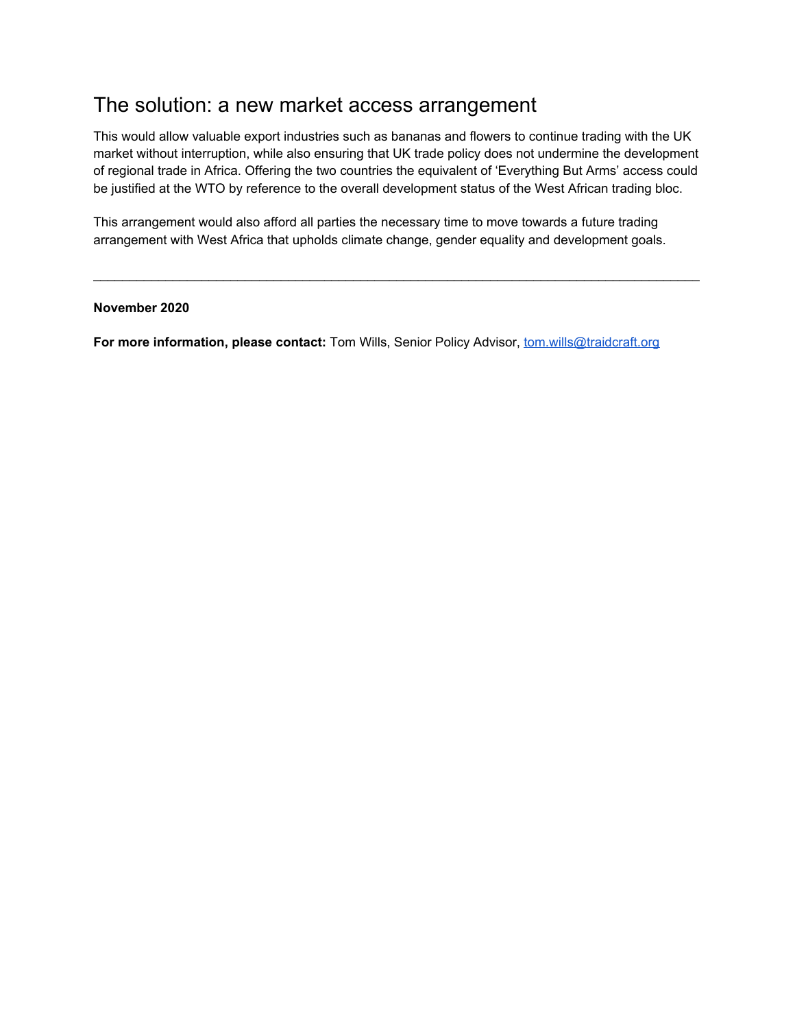## The solution: a new market access arrangement

This would allow valuable export industries such as bananas and flowers to continue trading with the UK market without interruption, while also ensuring that UK trade policy does not undermine the development of regional trade in Africa. Offering the two countries the equivalent of 'Everything But Arms' access could be justified at the WTO by reference to the overall development status of the West African trading bloc.

This arrangement would also afford all parties the necessary time to move towards a future trading arrangement with West Africa that upholds climate change, gender equality and development goals.

---

**November 2020**

**For more information, please contact:** Tom Wills, Senior Policy Advisor, [tom.wills@traidcraft.org](mailto:tom.wills@traidcraft.org)